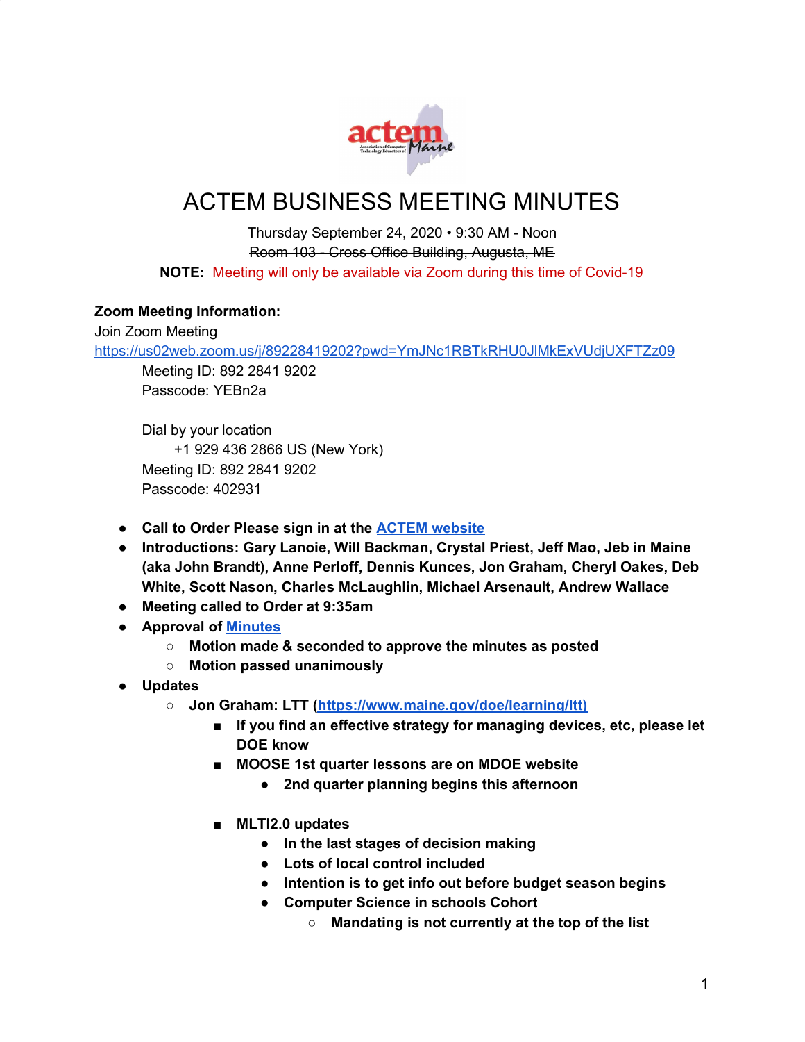# ACTEM BUSINESS MEETING MINUTES

Thursday September 24, 2020 • 9:30 AM - Noon

~~Room 103 - Cross Office Building, Augusta, ME~~

**NOTE:** Meeting will only be available via Zoom during this time of Covid-19

**Zoom Meeting Information:**

Join Zoom Meeting

https://us02web.zoom.us/j/89228419202?pwd=YmJNc1RBTkRHU0JlMkExVUdjUXFTZz09

Meeting ID: 892 2841 9202

Passcode: YEBn2a

Dial by your location

+1 929 436 2866 US (New York)

Meeting ID: 892 2841 9202

Passcode: 402931

- **Call to Order Please sign in at the ACTEM website**
- **Introductions: Gary Lanoie, Will Backman, Crystal Priest, Jeff Mao, Jeb in Maine (aka John Brandt), Anne Perloff, Dennis Kunces, Jon Graham, Cheryl Oakes, Deb White, Scott Nason, Charles McLaughlin, Michael Arsenault, Andrew Wallace**
- **Meeting called to Order at 9:35am**
- **Approval of Minutes**
  - **Motion made & seconded to approve the minutes as posted**
  - **Motion passed unanimously**
- **Updates**
  - **Jon Graham: LTT (https://www.maine.gov/doe/learning/ltt)**
    - **If you find an effective strategy for managing devices, etc, please let DOE know**
    - **MOOSE 1st quarter lessons are on MDOE website**
      - **2nd quarter planning begins this afternoon**
    - **MLTI2.0 updates**
      - **In the last stages of decision making**
      - **Lots of local control included**
      - **Intention is to get info out before budget season begins**
      - **Computer Science in schools Cohort**
        - **Mandating is not currently at the top of the list**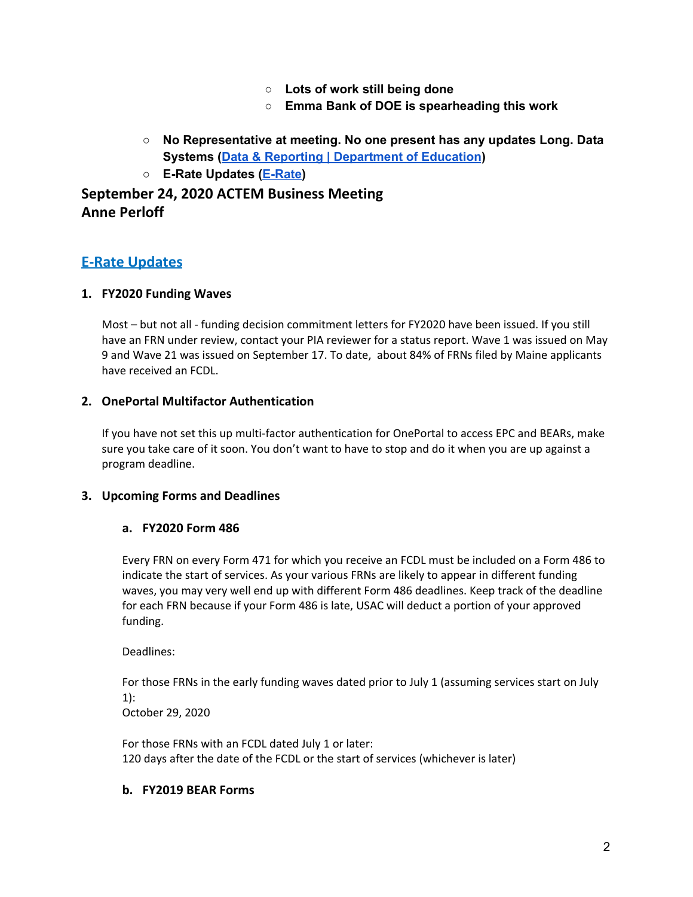- **Lots of work still being done**
        - **Emma Bank of DOE is spearheading this work**

    - **No Representative at meeting. No one present has any updates Long. Data Systems ([Data & Reporting | Department of Education])**
    - **E-Rate Updates ([E-Rate])**

**September 24, 2020 ACTEM Business Meeting**
**Anne Perloff**

## E-Rate Updates

### 1. FY2020 Funding Waves

Most – but not all - funding decision commitment letters for FY2020 have been issued. If you still have an FRN under review, contact your PIA reviewer for a status report. Wave 1 was issued on May 9 and Wave 21 was issued on September 17. To date, about 84% of FRNs filed by Maine applicants have received an FCDL.

### 2. OnePortal Multifactor Authentication

If you have not set this up multi-factor authentication for OnePortal to access EPC and BEARs, make sure you take care of it soon. You don't want to have to stop and do it when you are up against a program deadline.

### 3. Upcoming Forms and Deadlines

#### a. FY2020 Form 486

Every FRN on every Form 471 for which you receive an FCDL must be included on a Form 486 to indicate the start of services. As your various FRNs are likely to appear in different funding waves, you may very well end up with different Form 486 deadlines. Keep track of the deadline for each FRN because if your Form 486 is late, USAC will deduct a portion of your approved funding.

Deadlines:

For those FRNs in the early funding waves dated prior to July 1 (assuming services start on July 1):
October 29, 2020

For those FRNs with an FCDL dated July 1 or later:
120 days after the date of the FCDL or the start of services (whichever is later)

#### b. FY2019 BEAR Forms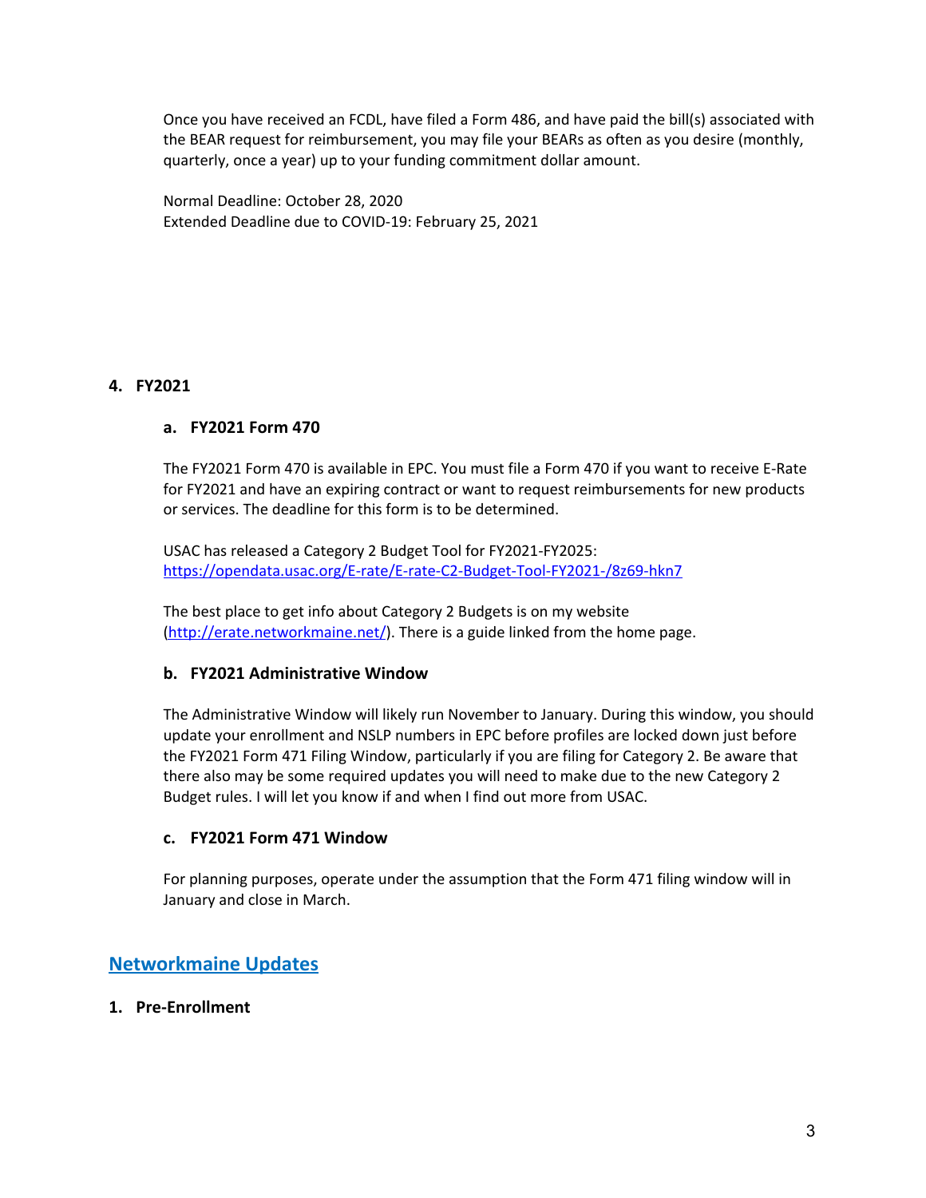Once you have received an FCDL, have filed a Form 486, and have paid the bill(s) associated with the BEAR request for reimbursement, you may file your BEARs as often as you desire (monthly, quarterly, once a year) up to your funding commitment dollar amount.

Normal Deadline: October 28, 2020
Extended Deadline due to COVID-19: February 25, 2021

### 4. FY2021

#### a. FY2021 Form 470

The FY2021 Form 470 is available in EPC. You must file a Form 470 if you want to receive E-Rate for FY2021 and have an expiring contract or want to request reimbursements for new products or services. The deadline for this form is to be determined.

USAC has released a Category 2 Budget Tool for FY2021-FY2025: [https://opendata.usac.org/E-rate/E-rate-C2-Budget-Tool-FY2021-/8z69-hkn7](https://opendata.usac.org/E-rate/E-rate-C2-Budget-Tool-FY2021-/8z69-hkn7)

The best place to get info about Category 2 Budgets is on my website ([http://erate.networkmaine.net/](http://erate.networkmaine.net/)). There is a guide linked from the home page.

#### b. FY2021 Administrative Window

The Administrative Window will likely run November to January. During this window, you should update your enrollment and NSLP numbers in EPC before profiles are locked down just before the FY2021 Form 471 Filing Window, particularly if you are filing for Category 2. Be aware that there also may be some required updates you will need to make due to the new Category 2 Budget rules. I will let you know if and when I find out more from USAC.

#### c. FY2021 Form 471 Window

For planning purposes, operate under the assumption that the Form 471 filing window will in January and close in March.

## Networkmaine Updates

### 1. Pre-Enrollment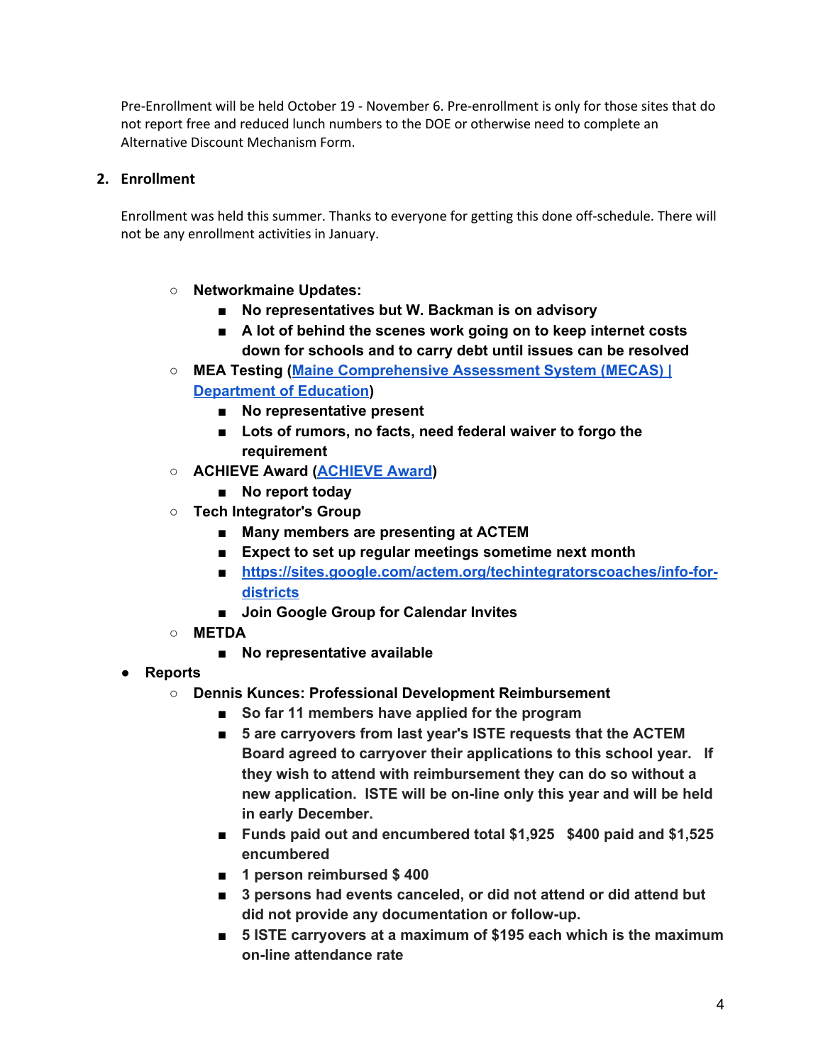Pre-Enrollment will be held October 19 - November 6. Pre-enrollment is only for those sites that do not report free and reduced lunch numbers to the DOE or otherwise need to complete an Alternative Discount Mechanism Form.

2. **Enrollment**

Enrollment was held this summer. Thanks to everyone for getting this done off-schedule. There will not be any enrollment activities in January.

- **Networkmaine Updates:**
    - **No representatives but W. Backman is on advisory**
    - **A lot of behind the scenes work going on to keep internet costs down for schools and to carry debt until issues can be resolved**
- **MEA Testing ([Maine Comprehensive Assessment System (MECAS) | Department of Education])**
    - **No representative present**
    - **Lots of rumors, no facts, need federal waiver to forgo the requirement**
- **ACHIEVE Award ([ACHIEVE Award])**
    - **No report today**
- **Tech Integrator's Group**
    - **Many members are presenting at ACTEM**
    - **Expect to set up regular meetings sometime next month**
    - **https://sites.google.com/actem.org/techintegratorscoaches/info-for-districts**
    - **Join Google Group for Calendar Invites**
- **METDA**
    - **No representative available**

- **Reports**
    - **Dennis Kunces: Professional Development Reimbursement**
        - **So far 11 members have applied for the program**
        - **5 are carryovers from last year's ISTE requests that the ACTEM Board agreed to carryover their applications to this school year. If they wish to attend with reimbursement they can do so without a new application. ISTE will be on-line only this year and will be held in early December.**
        - **Funds paid out and encumbered total $1,925 $400 paid and $1,525 encumbered**
        - **1 person reimbursed $ 400**
        - **3 persons had events canceled, or did not attend or did attend but did not provide any documentation or follow-up.**
        - **5 ISTE carryovers at a maximum of $195 each which is the maximum on-line attendance rate**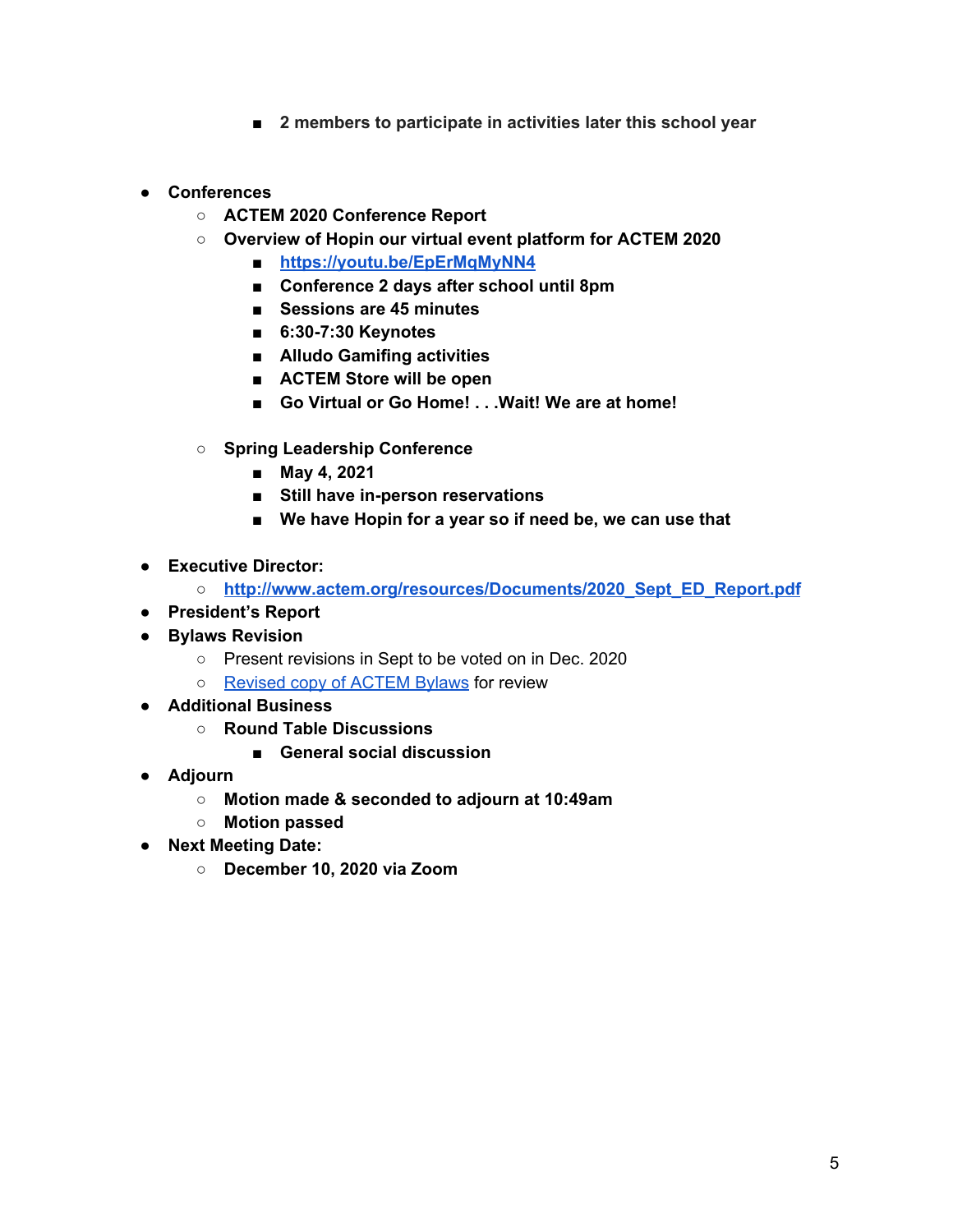- **2 members to participate in activities later this school year**

- **Conferences**
  - **ACTEM 2020 Conference Report**
  - **Overview of Hopin our virtual event platform for ACTEM 2020**
    - **[https://youtu.be/EpErMqMyNN4](https://youtu.be/EpErMqMyNN4)**
    - **Conference 2 days after school until 8pm**
    - **Sessions are 45 minutes**
    - **6:30-7:30 Keynotes**
    - **Alludo Gamifing activities**
    - **ACTEM Store will be open**
    - **Go Virtual or Go Home! . . .Wait! We are at home!**

  - **Spring Leadership Conference**
    - **May 4, 2021**
    - **Still have in-person reservations**
    - **We have Hopin for a year so if need be, we can use that**

- **Executive Director:**
  - **[http://www.actem.org/resources/Documents/2020_Sept_ED_Report.pdf](http://www.actem.org/resources/Documents/2020_Sept_ED_Report.pdf)**
- **President's Report**
- **Bylaws Revision**
  - Present revisions in Sept to be voted on in Dec. 2020
  - Revised copy of ACTEM Bylaws for review
- **Additional Business**
  - **Round Table Discussions**
    - **General social discussion**
- **Adjourn**
  - **Motion made & seconded to adjourn at 10:49am**
  - **Motion passed**
- **Next Meeting Date:**
  - **December 10, 2020 via Zoom**